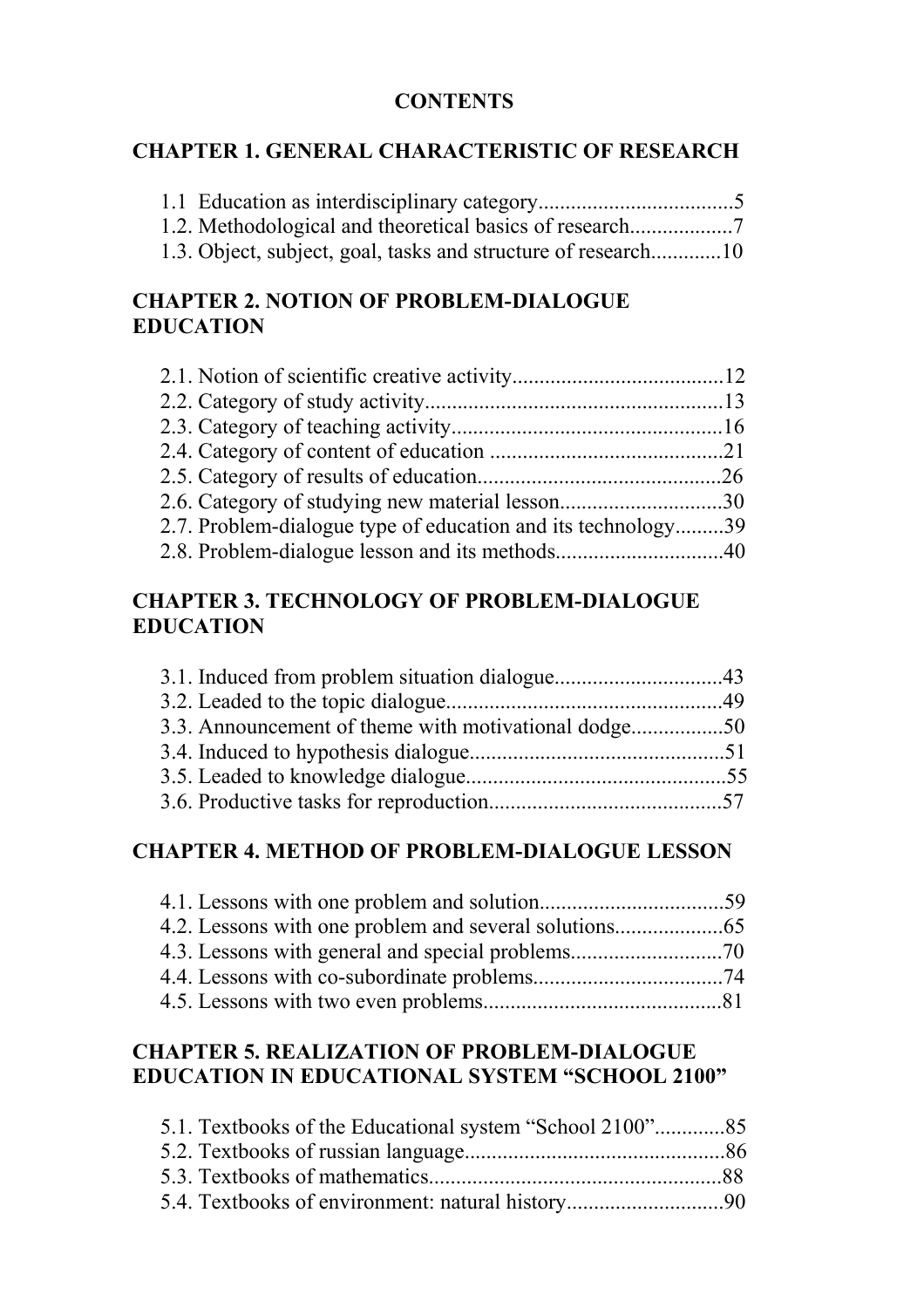# CONTENTS

## CHAPTER 1. GENERAL CHARACTERISTIC OF RESEARCH

1.1 Education as interdisciplinary category....................................5
1.2. Methodological and theoretical basics of research...................7
1.3. Object, subject, goal, tasks and structure of research.............10

## CHAPTER 2. NOTION OF PROBLEM-DIALOGUE EDUCATION

2.1. Notion of scientific creative activity.......................................12
2.2. Category of study activity.......................................................13
2.3. Category of teaching activity..................................................16
2.4. Category of content of education ...........................................21
2.5. Category of results of education.............................................26
2.6. Category of studying new material lesson..............................30
2.7. Problem-dialogue type of education and its technology.........39
2.8. Problem-dialogue lesson and its methods...............................40

## CHAPTER 3. TECHNOLOGY OF PROBLEM-DIALOGUE EDUCATION

3.1. Induced from problem situation dialogue...............................43
3.2. Leaded to the topic dialogue...................................................49
3.3. Announcement of theme with motivational dodge.................50
3.4. Induced to hypothesis dialogue...............................................51
3.5. Leaded to knowledge dialogue................................................55
3.6. Productive tasks for reproduction...........................................57

## CHAPTER 4. METHOD OF PROBLEM-DIALOGUE LESSON

4.1. Lessons with one problem and solution..................................59
4.2. Lessons with one problem and several solutions....................65
4.3. Lessons with general and special problems............................70
4.4. Lessons with co-subordinate problems...................................74
4.5. Lessons with two even problems............................................81

## CHAPTER 5. REALIZATION OF PROBLEM-DIALOGUE EDUCATION IN EDUCATIONAL SYSTEM "SCHOOL 2100"

5.1. Textbooks of the Educational system "School 2100".............85
5.2. Textbooks of russian language................................................86
5.3. Textbooks of mathematics......................................................88
5.4. Textbooks of environment: natural history.............................90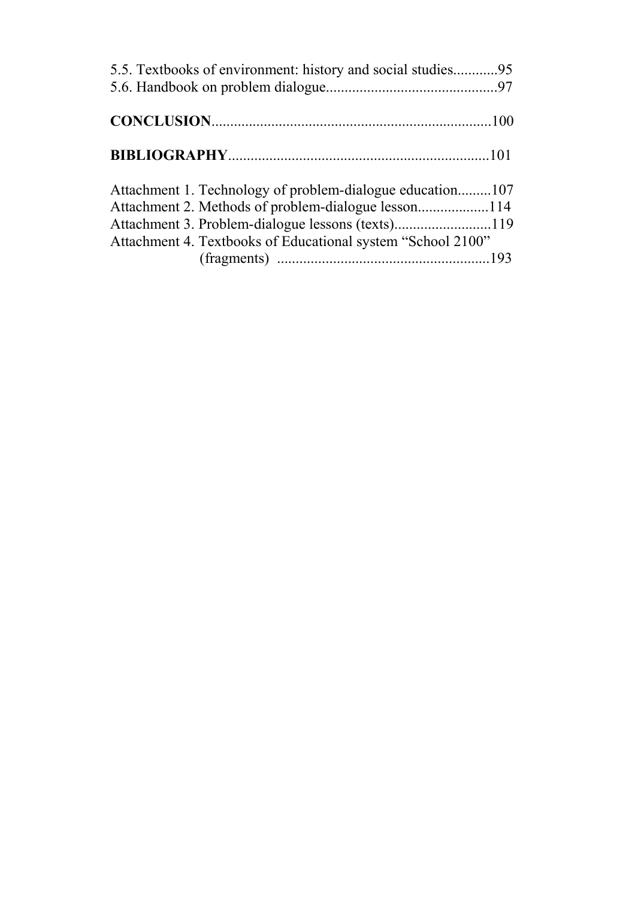5.5. Textbooks of environment: history and social studies............95
5.6. Handbook on problem dialogue.............................................97

**CONCLUSION**..........................................................................100

**BIBLIOGRAPHY**.....................................................................101

Attachment 1. Technology of problem-dialogue education.........107
Attachment 2. Methods of problem-dialogue lesson...................114
Attachment 3. Problem-dialogue lessons (texts)..........................119
Attachment 4. Textbooks of Educational system “School 2100” (fragments) .........................................................193